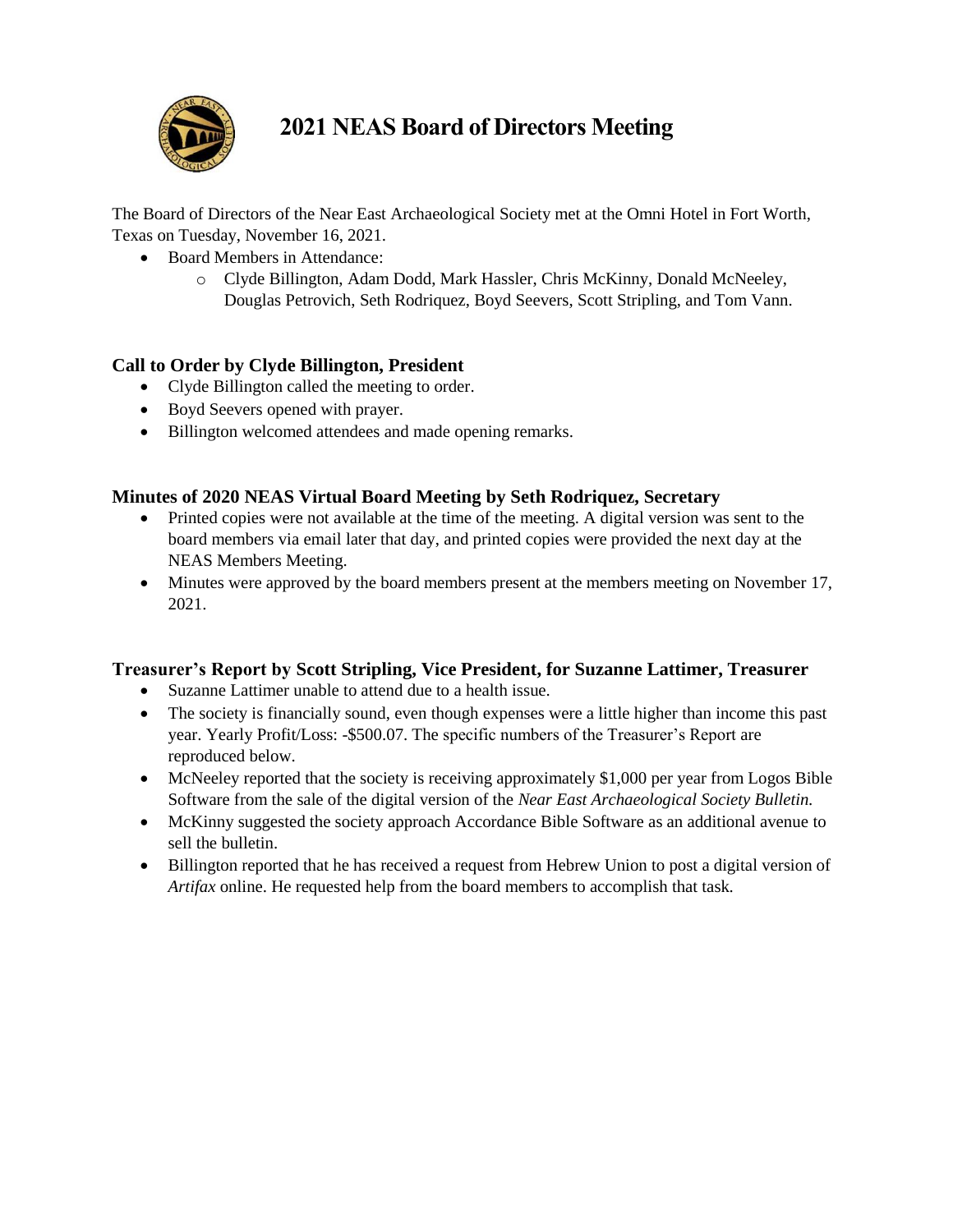# 2021 NEAS Board of Directors Meeting

The Board of Directors of the Near East Archaeological Society met at the Omni Hotel in Fort Worth, Texas on Tuesday, November 16, 2021.

- Board Members in Attendance:
  - Clyde Billington, Adam Dodd, Mark Hassler, Chris McKinny, Donald McNeeley, Douglas Petrovich, Seth Rodriquez, Boyd Seevers, Scott Stripling, and Tom Vann.

## Call to Order by Clyde Billington, President

- Clyde Billington called the meeting to order.
- Boyd Seevers opened with prayer.
- Billington welcomed attendees and made opening remarks.

## Minutes of 2020 NEAS Virtual Board Meeting by Seth Rodriquez, Secretary

- Printed copies were not available at the time of the meeting. A digital version was sent to the board members via email later that day, and printed copies were provided the next day at the NEAS Members Meeting.
- Minutes were approved by the board members present at the members meeting on November 17, 2021.

## Treasurer's Report by Scott Stripling, Vice President, for Suzanne Lattimer, Treasurer

- Suzanne Lattimer unable to attend due to a health issue.
- The society is financially sound, even though expenses were a little higher than income this past year. Yearly Profit/Loss: -$500.07. The specific numbers of the Treasurer's Report are reproduced below.
- McNeeley reported that the society is receiving approximately $1,000 per year from Logos Bible Software from the sale of the digital version of the *Near East Archaeological Society Bulletin.*
- McKinny suggested the society approach Accordance Bible Software as an additional avenue to sell the bulletin.
- Billington reported that he has received a request from Hebrew Union to post a digital version of *Artifax* online. He requested help from the board members to accomplish that task.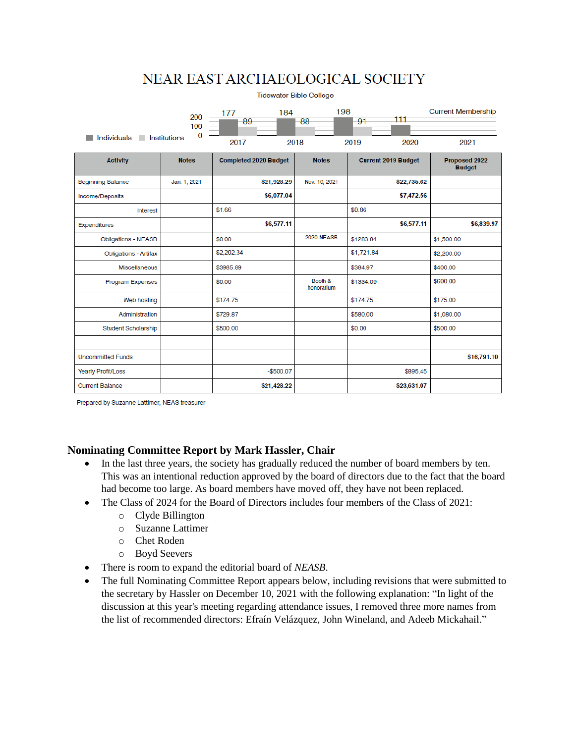# NEAR EAST ARCHAEOLOGICAL SOCIETY

Tidewater Bible College

| | 2017 | 2018 | 2019 | 2020 | 2021 |
|---|---|---|---|---|---|
| Individuals | 177 | 184 | 198 | 111 | Current Membership |
| Institutions | 89 | 88 | 91 | | |

| Activity | Notes | Completed 2020 Budget | Notes | Current 2019 Budget | Proposed 2022 Budget |
|---|---|---|---|---|---|
| Beginning Balance | Jan. 1, 2021 | $21,928.29 | Nov. 10, 2021 | $22,735.62 | |
| Income/Deposits | | $6,077.04 | | $7,472.56 | |
| Interest | | $1.66 | | $0.86 | |
| Expenditures | | $6,577.11 | | $6,577.11 | $6,839.97 |
| Obligations - NEASB | | $0.00 | 2020 NEASB | $1283.84 | $1,500.00 |
| Obligations - Artifax | | $2,202.34 | | $1,721.84 | $2,200.00 |
| Miscellaneous | | $3985.69 | | $384.97 | $400.00 |
| Program Expenses | | $0.00 | Booth & honorarium | $1334.09 | $600.00 |
| Web hosting | | $174.75 | | $174.75 | $175.00 |
| Administration | | $729.87 | | $580.00 | $1,080.00 |
| Student Scholarship | | $500.00 | | $0.00 | $500.00 |
| | | | | | |
| Uncommitted Funds | | | | | $16,791.10 |
| Yearly Profit/Loss | | -$500.07 | | $895.45 | |
| Current Balance | | $21,428.22 | | $23,631.07 | |

Prepared by Suzanne Lattimer, NEAS treasurer

## Nominating Committee Report by Mark Hassler, Chair

- In the last three years, the society has gradually reduced the number of board members by ten. This was an intentional reduction approved by the board of directors due to the fact that the board had become too large. As board members have moved off, they have not been replaced.
- The Class of 2024 for the Board of Directors includes four members of the Class of 2021:
  - Clyde Billington
  - Suzanne Lattimer
  - Chet Roden
  - Boyd Seevers
- There is room to expand the editorial board of *NEASB*.
- The full Nominating Committee Report appears below, including revisions that were submitted to the secretary by Hassler on December 10, 2021 with the following explanation: "In light of the discussion at this year's meeting regarding attendance issues, I removed three more names from the list of recommended directors: Efraín Velázquez, John Wineland, and Adeeb Mickahail."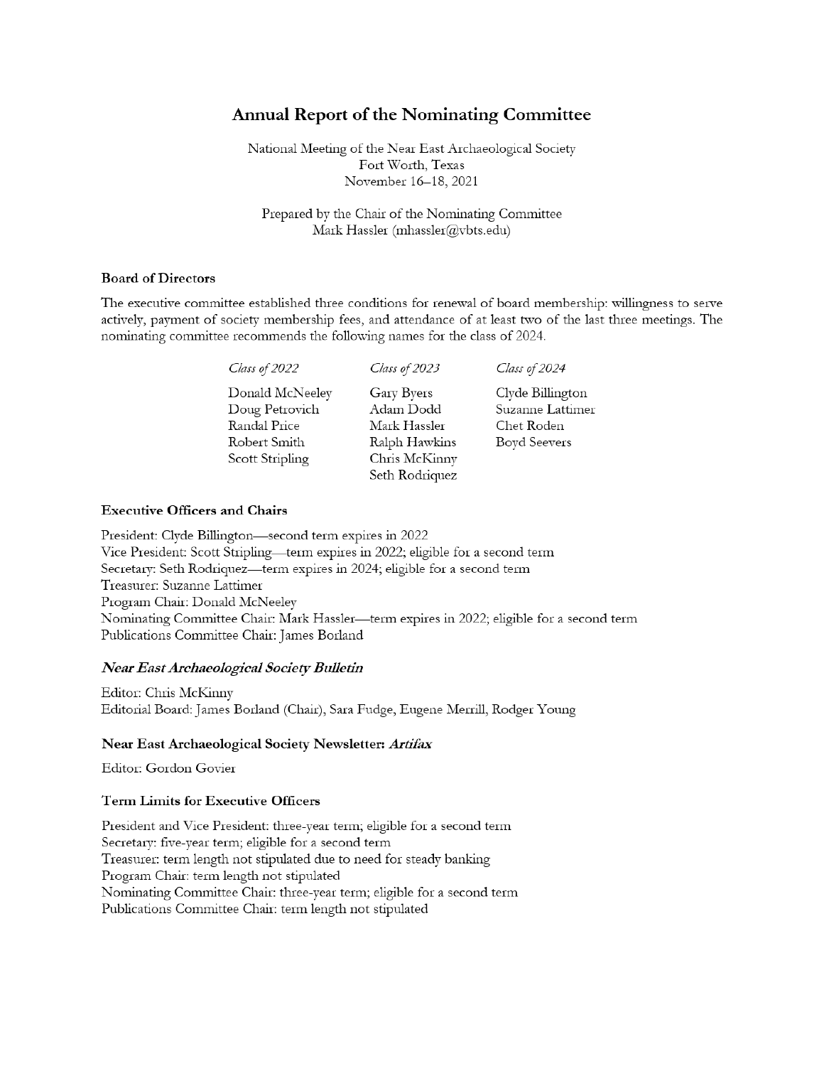# Annual Report of the Nominating Committee

National Meeting of the Near East Archaeological Society
Fort Worth, Texas
November 16–18, 2021

Prepared by the Chair of the Nominating Committee
Mark Hassler (mhassler@vbts.edu)

### Board of Directors

The executive committee established three conditions for renewal of board membership: willingness to serve actively, payment of society membership fees, and attendance of at least two of the last three meetings. The nominating committee recommends the following names for the class of 2024.

| *Class of 2022* | *Class of 2023* | *Class of 2024* |
|---|---|---|
| Donald McNeeley | Gary Byers | Clyde Billington |
| Doug Petrovich | Adam Dodd | Suzanne Lattimer |
| Randal Price | Mark Hassler | Chet Roden |
| Robert Smith | Ralph Hawkins | Boyd Seevers |
| Scott Stripling | Chris McKinny | |
| | Seth Rodriquez | |

### Executive Officers and Chairs

President: Clyde Billington—second term expires in 2022
Vice President: Scott Stripling—term expires in 2022; eligible for a second term
Secretary: Seth Rodriquez—term expires in 2024; eligible for a second term
Treasurer: Suzanne Lattimer
Program Chair: Donald McNeeley
Nominating Committee Chair: Mark Hassler—term expires in 2022; eligible for a second term
Publications Committee Chair: James Borland

### *Near East Archaeological Society Bulletin*

Editor: Chris McKinny
Editorial Board: James Borland (Chair), Sara Fudge, Eugene Merrill, Rodger Young

### Near East Archaeological Society Newsletter: *Artifax*

Editor: Gordon Govier

### Term Limits for Executive Officers

President and Vice President: three-year term; eligible for a second term
Secretary: five-year term; eligible for a second term
Treasurer: term length not stipulated due to need for steady banking
Program Chair: term length not stipulated
Nominating Committee Chair: three-year term; eligible for a second term
Publications Committee Chair: term length not stipulated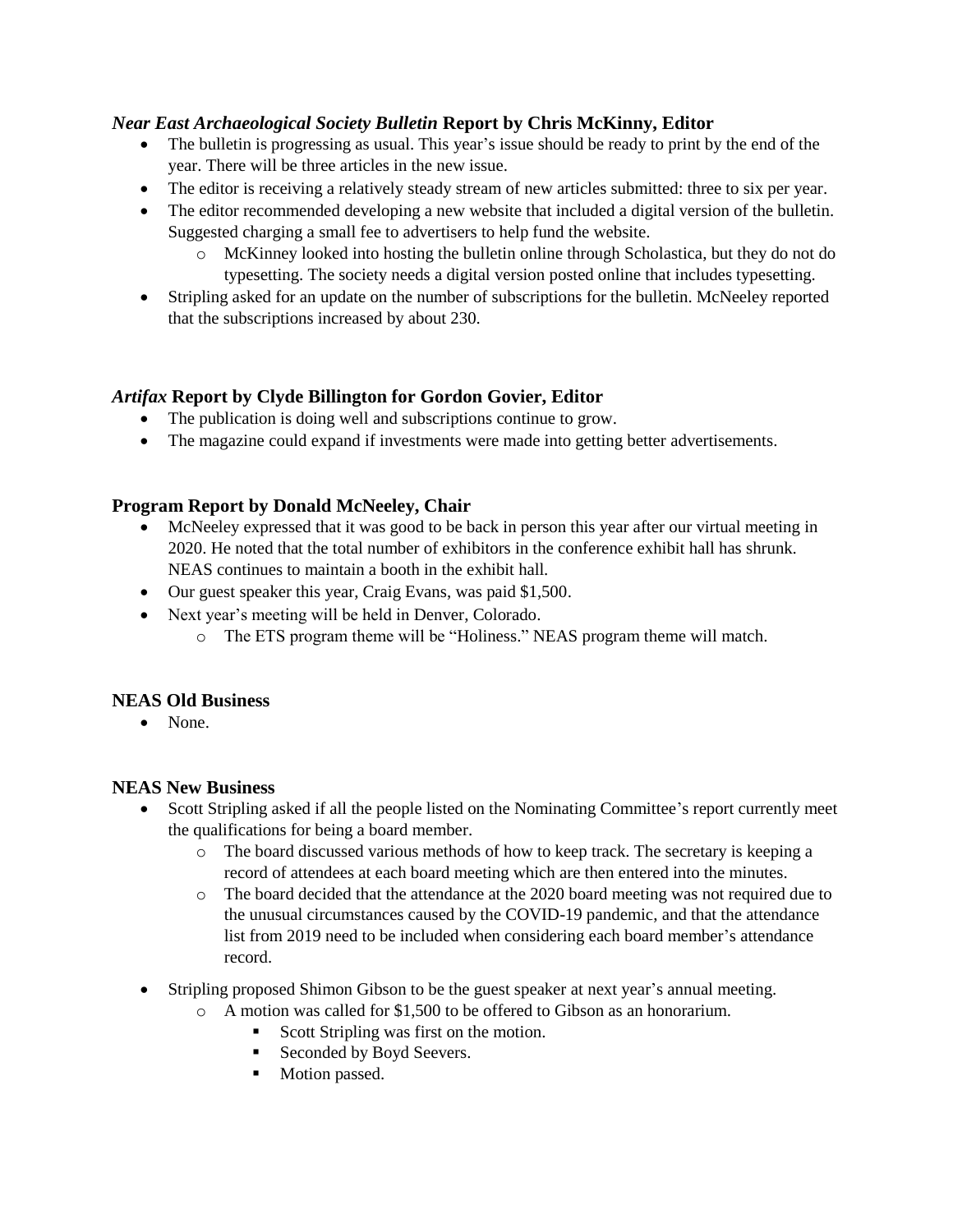### *Near East Archaeological Society Bulletin* Report by Chris McKinny, Editor

- The bulletin is progressing as usual. This year's issue should be ready to print by the end of the year. There will be three articles in the new issue.
- The editor is receiving a relatively steady stream of new articles submitted: three to six per year.
- The editor recommended developing a new website that included a digital version of the bulletin. Suggested charging a small fee to advertisers to help fund the website.
    - McKinney looked into hosting the bulletin online through Scholastica, but they do not do typesetting. The society needs a digital version posted online that includes typesetting.
- Stripling asked for an update on the number of subscriptions for the bulletin. McNeeley reported that the subscriptions increased by about 230.

### *Artifax* Report by Clyde Billington for Gordon Govier, Editor

- The publication is doing well and subscriptions continue to grow.
- The magazine could expand if investments were made into getting better advertisements.

### Program Report by Donald McNeeley, Chair

- McNeeley expressed that it was good to be back in person this year after our virtual meeting in 2020. He noted that the total number of exhibitors in the conference exhibit hall has shrunk. NEAS continues to maintain a booth in the exhibit hall.
- Our guest speaker this year, Craig Evans, was paid $1,500.
- Next year's meeting will be held in Denver, Colorado.
    - The ETS program theme will be "Holiness." NEAS program theme will match.

### NEAS Old Business

- None.

### NEAS New Business

- Scott Stripling asked if all the people listed on the Nominating Committee's report currently meet the qualifications for being a board member.
    - The board discussed various methods of how to keep track. The secretary is keeping a record of attendees at each board meeting which are then entered into the minutes.
    - The board decided that the attendance at the 2020 board meeting was not required due to the unusual circumstances caused by the COVID-19 pandemic, and that the attendance list from 2019 need to be included when considering each board member's attendance record.
- Stripling proposed Shimon Gibson to be the guest speaker at next year's annual meeting.
    - A motion was called for $1,500 to be offered to Gibson as an honorarium.
        - Scott Stripling was first on the motion.
        - Seconded by Boyd Seevers.
        - Motion passed.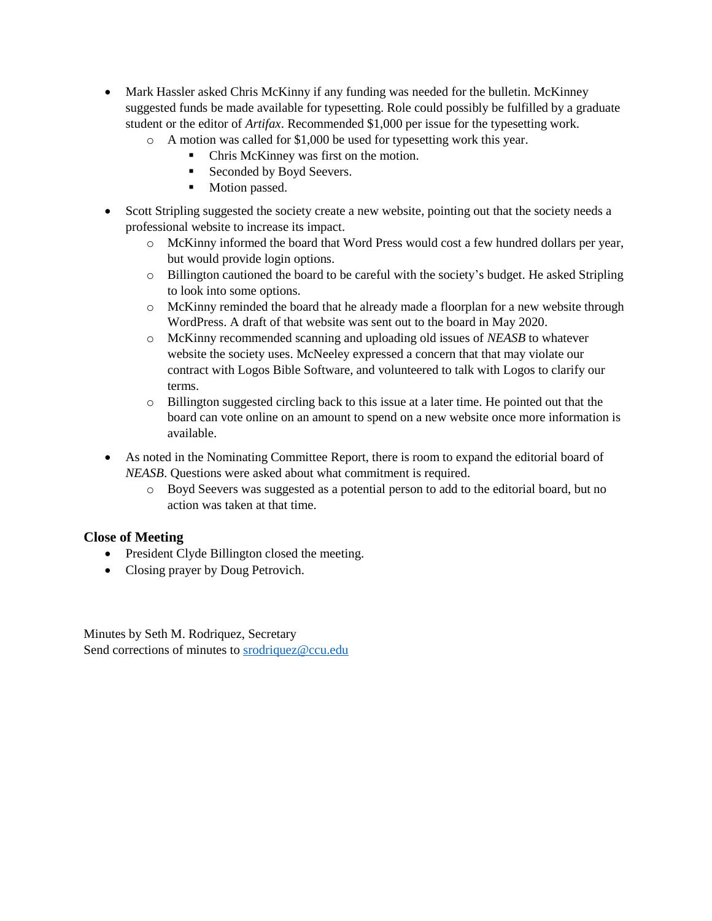- Mark Hassler asked Chris McKinny if any funding was needed for the bulletin. McKinney suggested funds be made available for typesetting. Role could possibly be fulfilled by a graduate student or the editor of *Artifax*. Recommended $1,000 per issue for the typesetting work.
    - A motion was called for $1,000 be used for typesetting work this year.
        - Chris McKinney was first on the motion.
        - Seconded by Boyd Seevers.
        - Motion passed.

- Scott Stripling suggested the society create a new website, pointing out that the society needs a professional website to increase its impact.
    - McKinny informed the board that Word Press would cost a few hundred dollars per year, but would provide login options.
    - Billington cautioned the board to be careful with the society's budget. He asked Stripling to look into some options.
    - McKinny reminded the board that he already made a floorplan for a new website through WordPress. A draft of that website was sent out to the board in May 2020.
    - McKinny recommended scanning and uploading old issues of *NEASB* to whatever website the society uses. McNeeley expressed a concern that that may violate our contract with Logos Bible Software, and volunteered to talk with Logos to clarify our terms.
    - Billington suggested circling back to this issue at a later time. He pointed out that the board can vote online on an amount to spend on a new website once more information is available.

- As noted in the Nominating Committee Report, there is room to expand the editorial board of *NEASB*. Questions were asked about what commitment is required.
    - Boyd Seevers was suggested as a potential person to add to the editorial board, but no action was taken at that time.

### Close of Meeting

- President Clyde Billington closed the meeting.
- Closing prayer by Doug Petrovich.

Minutes by Seth M. Rodriquez, Secretary
Send corrections of minutes to srodriquez@ccu.edu